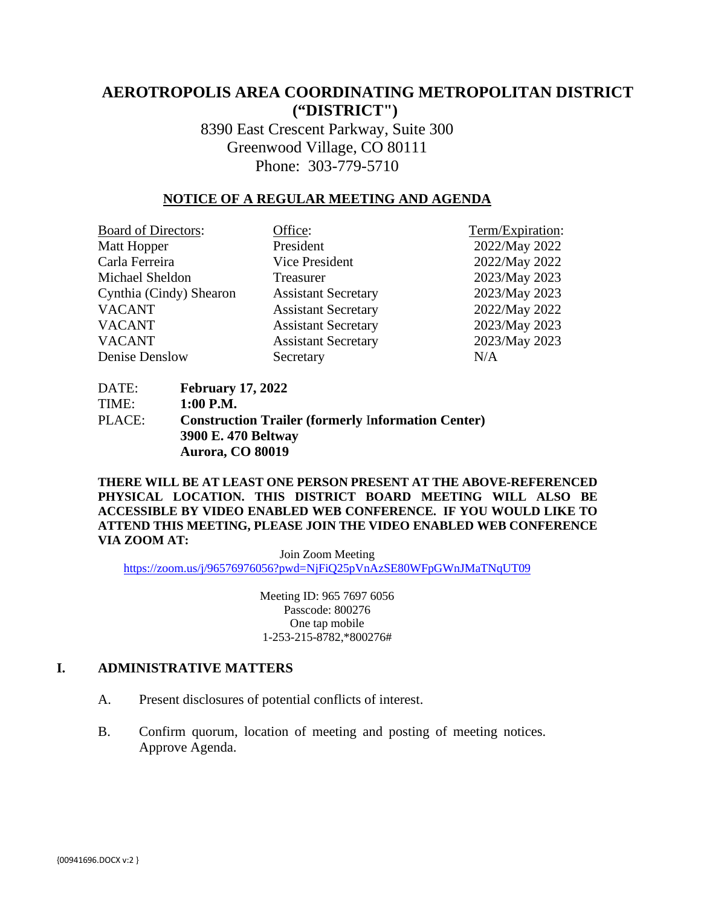# AEROTROPOLIS AREA COORDINATING METROPOLITAN DISTRICT ("DISTRICT")

8390 East Crescent Parkway, Suite 300
Greenwood Village, CO 80111
Phone: 303-779-5710

## NOTICE OF A REGULAR MEETING AND AGENDA

| Board of Directors: | Office: | Term/Expiration: |
|---|---|---|
| Matt Hopper | President | 2022/May 2022 |
| Carla Ferreira | Vice President | 2022/May 2022 |
| Michael Sheldon | Treasurer | 2023/May 2023 |
| Cynthia (Cindy) Shearon | Assistant Secretary | 2023/May 2023 |
| VACANT | Assistant Secretary | 2022/May 2022 |
| VACANT | Assistant Secretary | 2023/May 2023 |
| VACANT | Assistant Secretary | 2023/May 2023 |
| Denise Denslow | Secretary | N/A |

DATE: **February 17, 2022**
TIME: **1:00 P.M.**
PLACE: **Construction Trailer (formerly Information Center)**
**3900 E. 470 Beltway**
**Aurora, CO 80019**

**THERE WILL BE AT LEAST ONE PERSON PRESENT AT THE ABOVE-REFERENCED PHYSICAL LOCATION. THIS DISTRICT BOARD MEETING WILL ALSO BE ACCESSIBLE BY VIDEO ENABLED WEB CONFERENCE. IF YOU WOULD LIKE TO ATTEND THIS MEETING, PLEASE JOIN THE VIDEO ENABLED WEB CONFERENCE VIA ZOOM AT:**

Join Zoom Meeting
https://zoom.us/j/96576976056?pwd=NjFiQ25pVnAzSE80WFpGWnJMaTNqUT09

Meeting ID: 965 7697 6056
Passcode: 800276
One tap mobile
1-253-215-8782,*800276#

## I. ADMINISTRATIVE MATTERS

A. Present disclosures of potential conflicts of interest.

B. Confirm quorum, location of meeting and posting of meeting notices. Approve Agenda.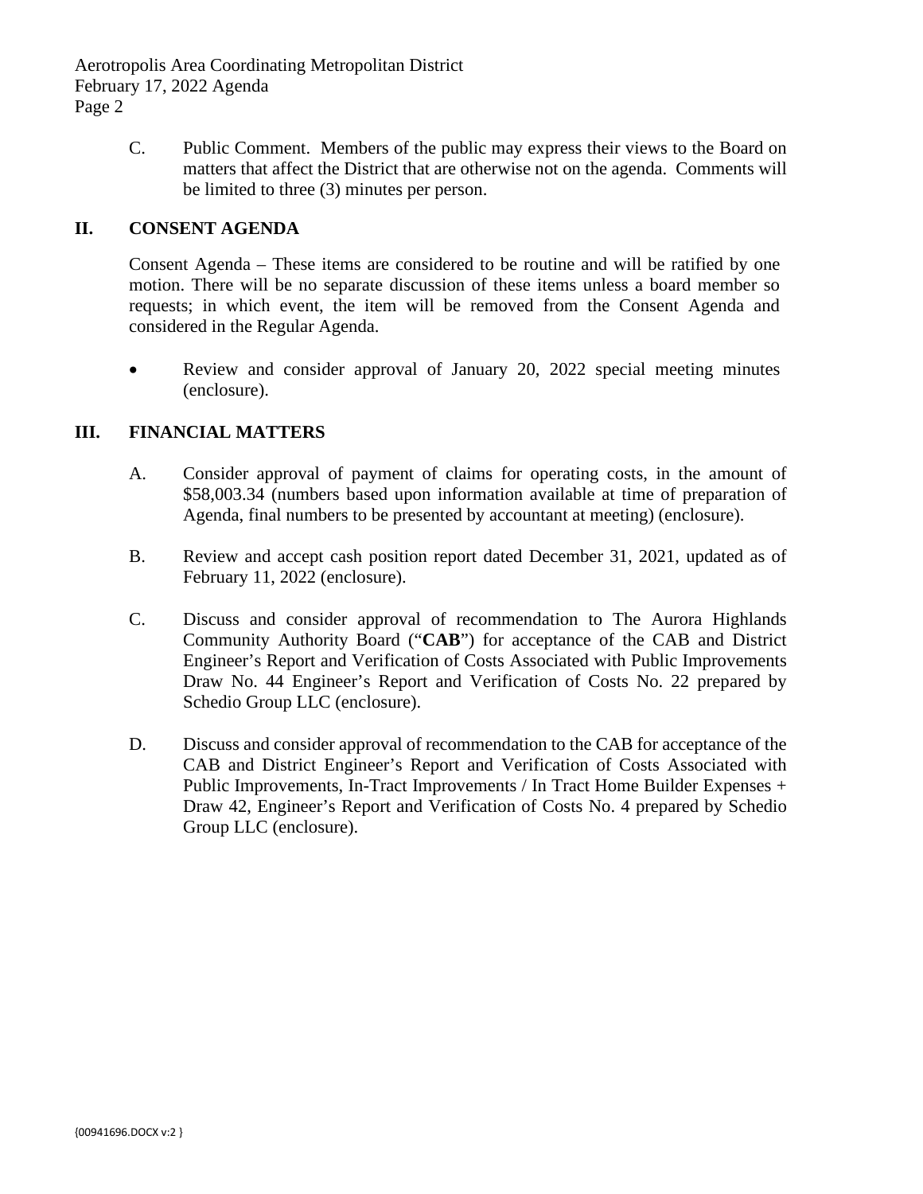C. Public Comment. Members of the public may express their views to the Board on matters that affect the District that are otherwise not on the agenda. Comments will be limited to three (3) minutes per person.

## II. CONSENT AGENDA

Consent Agenda – These items are considered to be routine and will be ratified by one motion. There will be no separate discussion of these items unless a board member so requests; in which event, the item will be removed from the Consent Agenda and considered in the Regular Agenda.

- Review and consider approval of January 20, 2022 special meeting minutes (enclosure).

## III. FINANCIAL MATTERS

A. Consider approval of payment of claims for operating costs, in the amount of $58,003.34 (numbers based upon information available at time of preparation of Agenda, final numbers to be presented by accountant at meeting) (enclosure).

B. Review and accept cash position report dated December 31, 2021, updated as of February 11, 2022 (enclosure).

C. Discuss and consider approval of recommendation to The Aurora Highlands Community Authority Board ("**CAB**") for acceptance of the CAB and District Engineer's Report and Verification of Costs Associated with Public Improvements Draw No. 44 Engineer's Report and Verification of Costs No. 22 prepared by Schedio Group LLC (enclosure).

D. Discuss and consider approval of recommendation to the CAB for acceptance of the CAB and District Engineer's Report and Verification of Costs Associated with Public Improvements, In-Tract Improvements / In Tract Home Builder Expenses + Draw 42, Engineer's Report and Verification of Costs No. 4 prepared by Schedio Group LLC (enclosure).

{00941696.DOCX v:2 }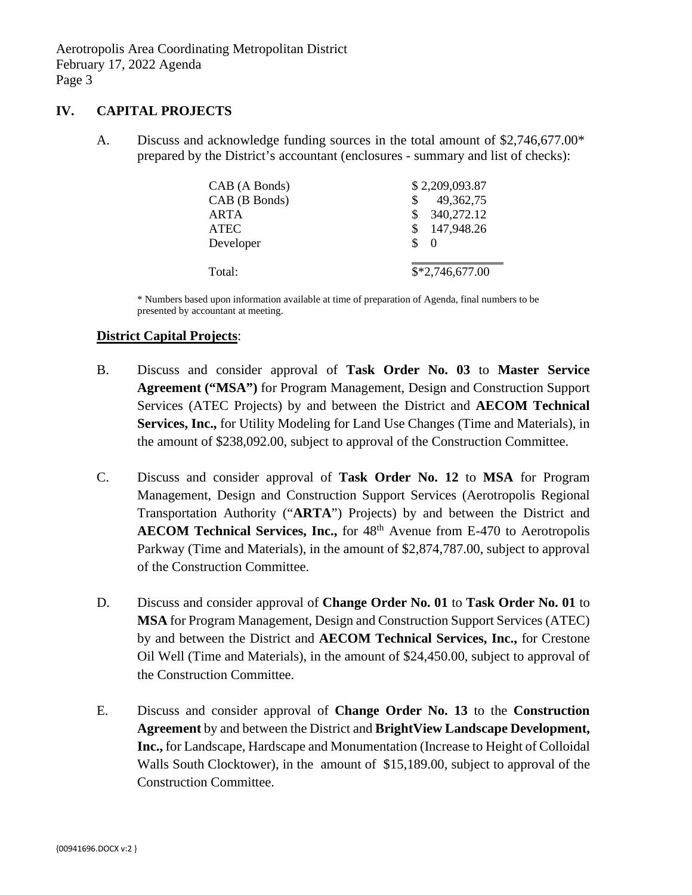## IV. CAPITAL PROJECTS

A. Discuss and acknowledge funding sources in the total amount of $2,746,677.00* prepared by the District's accountant (enclosures - summary and list of checks):

| | |
|---|---|
| CAB (A Bonds) | $ 2,209,093.87 |
| CAB (B Bonds) | $ 49,362,75 |
| ARTA | $ 340,272.12 |
| ATEC | $ 147,948.26 |
| Developer | $ 0 |
| Total: | $*2,746,677.00 |

\* Numbers based upon information available at time of preparation of Agenda, final numbers to be presented by accountant at meeting.

**District Capital Projects**:

B. Discuss and consider approval of **Task Order No. 03** to **Master Service Agreement ("MSA")** for Program Management, Design and Construction Support Services (ATEC Projects) by and between the District and **AECOM Technical Services, Inc.,** for Utility Modeling for Land Use Changes (Time and Materials), in the amount of $238,092.00, subject to approval of the Construction Committee.

C. Discuss and consider approval of **Task Order No. 12** to **MSA** for Program Management, Design and Construction Support Services (Aerotropolis Regional Transportation Authority ("**ARTA**") Projects) by and between the District and **AECOM Technical Services, Inc.,** for 48th Avenue from E-470 to Aerotropolis Parkway (Time and Materials), in the amount of $2,874,787.00, subject to approval of the Construction Committee.

D. Discuss and consider approval of **Change Order No. 01** to **Task Order No. 01** to **MSA** for Program Management, Design and Construction Support Services (ATEC) by and between the District and **AECOM Technical Services, Inc.,** for Crestone Oil Well (Time and Materials), in the amount of $24,450.00, subject to approval of the Construction Committee.

E. Discuss and consider approval of **Change Order No. 13** to the **Construction Agreement** by and between the District and **BrightView Landscape Development, Inc.,** for Landscape, Hardscape and Monumentation (Increase to Height of Colloidal Walls South Clocktower), in the amount of $15,189.00, subject to approval of the Construction Committee.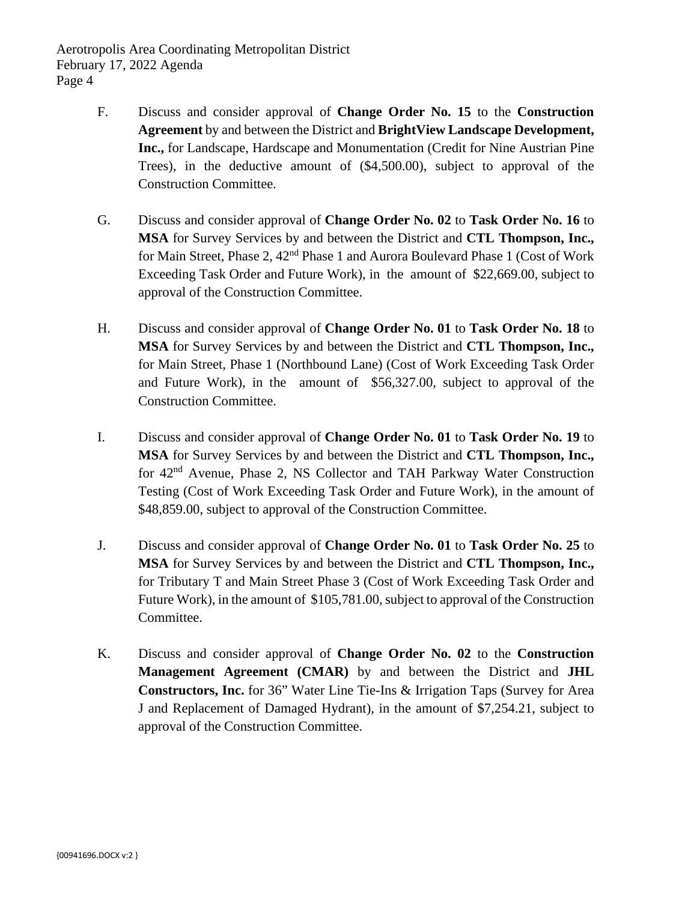F. Discuss and consider approval of **Change Order No. 15** to the **Construction Agreement** by and between the District and **BrightView Landscape Development, Inc.,** for Landscape, Hardscape and Monumentation (Credit for Nine Austrian Pine Trees), in the deductive amount of ($4,500.00), subject to approval of the Construction Committee.

G. Discuss and consider approval of **Change Order No. 02** to **Task Order No. 16** to **MSA** for Survey Services by and between the District and **CTL Thompson, Inc.,** for Main Street, Phase 2, 42nd Phase 1 and Aurora Boulevard Phase 1 (Cost of Work Exceeding Task Order and Future Work), in the amount of $22,669.00, subject to approval of the Construction Committee.

H. Discuss and consider approval of **Change Order No. 01** to **Task Order No. 18** to **MSA** for Survey Services by and between the District and **CTL Thompson, Inc.,** for Main Street, Phase 1 (Northbound Lane) (Cost of Work Exceeding Task Order and Future Work), in the amount of $56,327.00, subject to approval of the Construction Committee.

I. Discuss and consider approval of **Change Order No. 01** to **Task Order No. 19** to **MSA** for Survey Services by and between the District and **CTL Thompson, Inc.,** for 42nd Avenue, Phase 2, NS Collector and TAH Parkway Water Construction Testing (Cost of Work Exceeding Task Order and Future Work), in the amount of $48,859.00, subject to approval of the Construction Committee.

J. Discuss and consider approval of **Change Order No. 01** to **Task Order No. 25** to **MSA** for Survey Services by and between the District and **CTL Thompson, Inc.,** for Tributary T and Main Street Phase 3 (Cost of Work Exceeding Task Order and Future Work), in the amount of $105,781.00, subject to approval of the Construction Committee.

K. Discuss and consider approval of **Change Order No. 02** to the **Construction Management Agreement (CMAR)** by and between the District and **JHL Constructors, Inc.** for 36" Water Line Tie-Ins & Irrigation Taps (Survey for Area J and Replacement of Damaged Hydrant), in the amount of $7,254.21, subject to approval of the Construction Committee.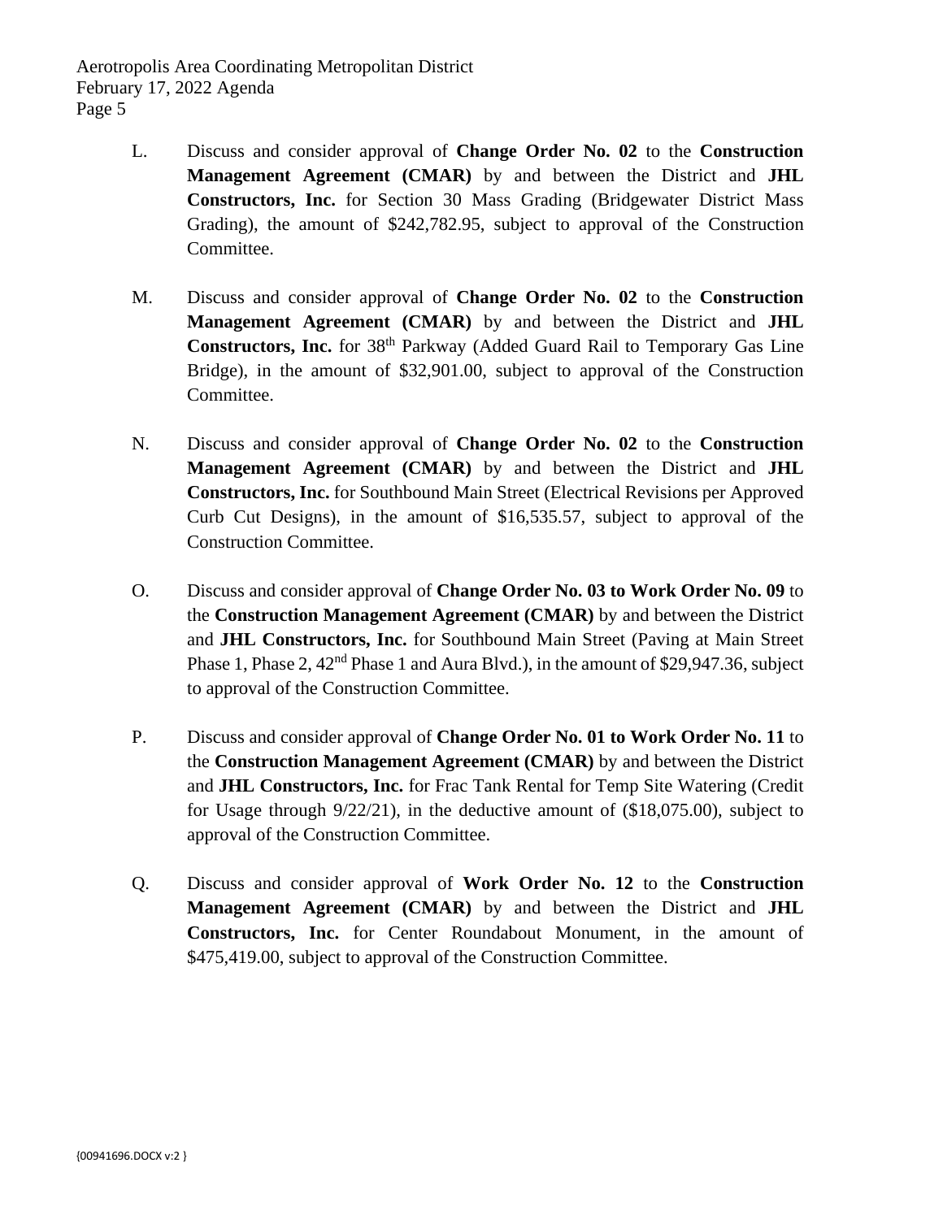L. Discuss and consider approval of **Change Order No. 02** to the **Construction Management Agreement (CMAR)** by and between the District and **JHL Constructors, Inc.** for Section 30 Mass Grading (Bridgewater District Mass Grading), the amount of $242,782.95, subject to approval of the Construction Committee.

M. Discuss and consider approval of **Change Order No. 02** to the **Construction Management Agreement (CMAR)** by and between the District and **JHL Constructors, Inc.** for 38th Parkway (Added Guard Rail to Temporary Gas Line Bridge), in the amount of $32,901.00, subject to approval of the Construction Committee.

N. Discuss and consider approval of **Change Order No. 02** to the **Construction Management Agreement (CMAR)** by and between the District and **JHL Constructors, Inc.** for Southbound Main Street (Electrical Revisions per Approved Curb Cut Designs), in the amount of $16,535.57, subject to approval of the Construction Committee.

O. Discuss and consider approval of **Change Order No. 03 to Work Order No. 09** to the **Construction Management Agreement (CMAR)** by and between the District and **JHL Constructors, Inc.** for Southbound Main Street (Paving at Main Street Phase 1, Phase 2, 42nd Phase 1 and Aura Blvd.), in the amount of $29,947.36, subject to approval of the Construction Committee.

P. Discuss and consider approval of **Change Order No. 01 to Work Order No. 11** to the **Construction Management Agreement (CMAR)** by and between the District and **JHL Constructors, Inc.** for Frac Tank Rental for Temp Site Watering (Credit for Usage through 9/22/21), in the deductive amount of ($18,075.00), subject to approval of the Construction Committee.

Q. Discuss and consider approval of **Work Order No. 12** to the **Construction Management Agreement (CMAR)** by and between the District and **JHL Constructors, Inc.** for Center Roundabout Monument, in the amount of $475,419.00, subject to approval of the Construction Committee.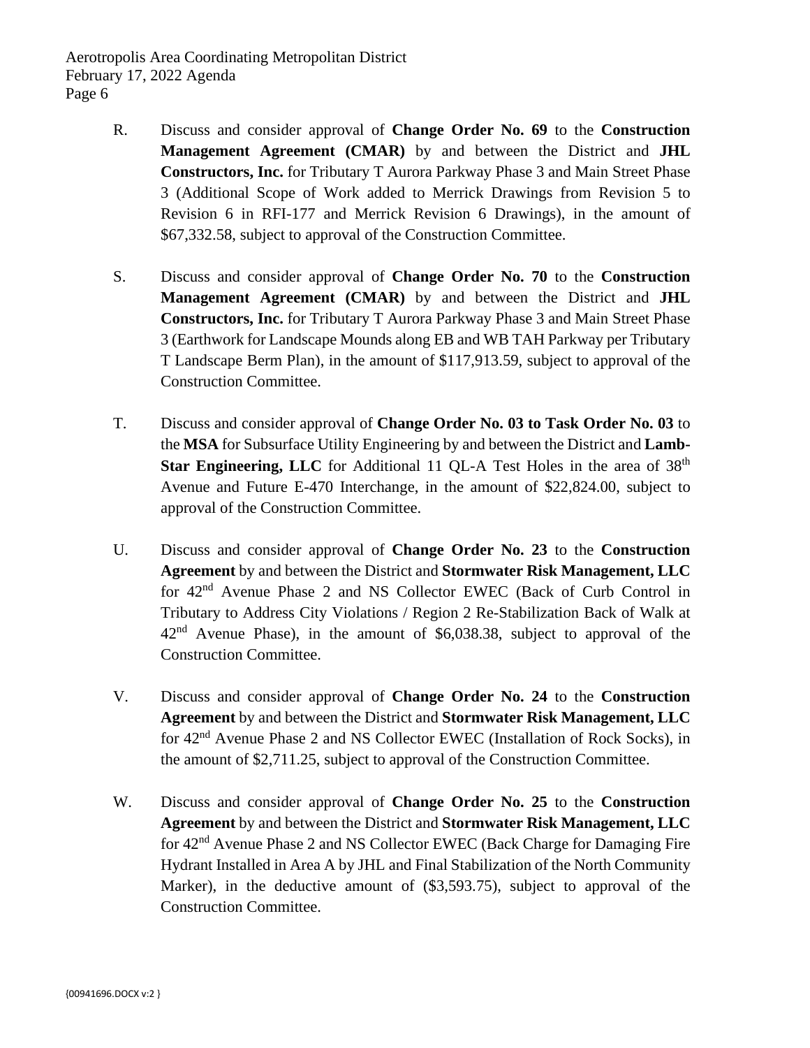R. Discuss and consider approval of **Change Order No. 69** to the **Construction Management Agreement (CMAR)** by and between the District and **JHL Constructors, Inc.** for Tributary T Aurora Parkway Phase 3 and Main Street Phase 3 (Additional Scope of Work added to Merrick Drawings from Revision 5 to Revision 6 in RFI-177 and Merrick Revision 6 Drawings), in the amount of $67,332.58, subject to approval of the Construction Committee.

S. Discuss and consider approval of **Change Order No. 70** to the **Construction Management Agreement (CMAR)** by and between the District and **JHL Constructors, Inc.** for Tributary T Aurora Parkway Phase 3 and Main Street Phase 3 (Earthwork for Landscape Mounds along EB and WB TAH Parkway per Tributary T Landscape Berm Plan), in the amount of $117,913.59, subject to approval of the Construction Committee.

T. Discuss and consider approval of **Change Order No. 03 to Task Order No. 03** to the **MSA** for Subsurface Utility Engineering by and between the District and **Lamb-Star Engineering, LLC** for Additional 11 QL-A Test Holes in the area of 38th Avenue and Future E-470 Interchange, in the amount of $22,824.00, subject to approval of the Construction Committee.

U. Discuss and consider approval of **Change Order No. 23** to the **Construction Agreement** by and between the District and **Stormwater Risk Management, LLC** for 42nd Avenue Phase 2 and NS Collector EWEC (Back of Curb Control in Tributary to Address City Violations / Region 2 Re-Stabilization Back of Walk at 42nd Avenue Phase), in the amount of $6,038.38, subject to approval of the Construction Committee.

V. Discuss and consider approval of **Change Order No. 24** to the **Construction Agreement** by and between the District and **Stormwater Risk Management, LLC** for 42nd Avenue Phase 2 and NS Collector EWEC (Installation of Rock Socks), in the amount of $2,711.25, subject to approval of the Construction Committee.

W. Discuss and consider approval of **Change Order No. 25** to the **Construction Agreement** by and between the District and **Stormwater Risk Management, LLC** for 42nd Avenue Phase 2 and NS Collector EWEC (Back Charge for Damaging Fire Hydrant Installed in Area A by JHL and Final Stabilization of the North Community Marker), in the deductive amount of ($3,593.75), subject to approval of the Construction Committee.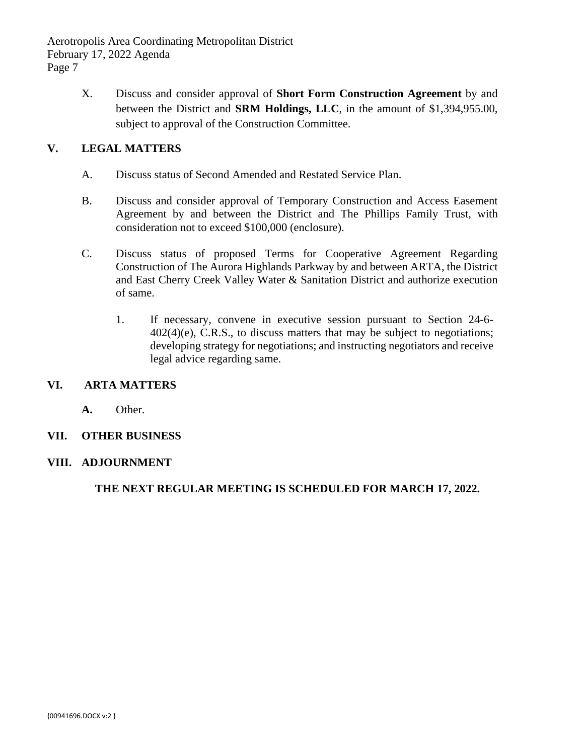X. Discuss and consider approval of **Short Form Construction Agreement** by and between the District and **SRM Holdings, LLC**, in the amount of $1,394,955.00, subject to approval of the Construction Committee.

## V. LEGAL MATTERS

A. Discuss status of Second Amended and Restated Service Plan.

B. Discuss and consider approval of Temporary Construction and Access Easement Agreement by and between the District and The Phillips Family Trust, with consideration not to exceed $100,000 (enclosure).

C. Discuss status of proposed Terms for Cooperative Agreement Regarding Construction of The Aurora Highlands Parkway by and between ARTA, the District and East Cherry Creek Valley Water & Sanitation District and authorize execution of same.

   1. If necessary, convene in executive session pursuant to Section 24-6-402(4)(e), C.R.S., to discuss matters that may be subject to negotiations; developing strategy for negotiations; and instructing negotiators and receive legal advice regarding same.

## VI. ARTA MATTERS

**A.** Other.

## VII. OTHER BUSINESS

## VIII. ADJOURNMENT

**THE NEXT REGULAR MEETING IS SCHEDULED FOR MARCH 17, 2022.**